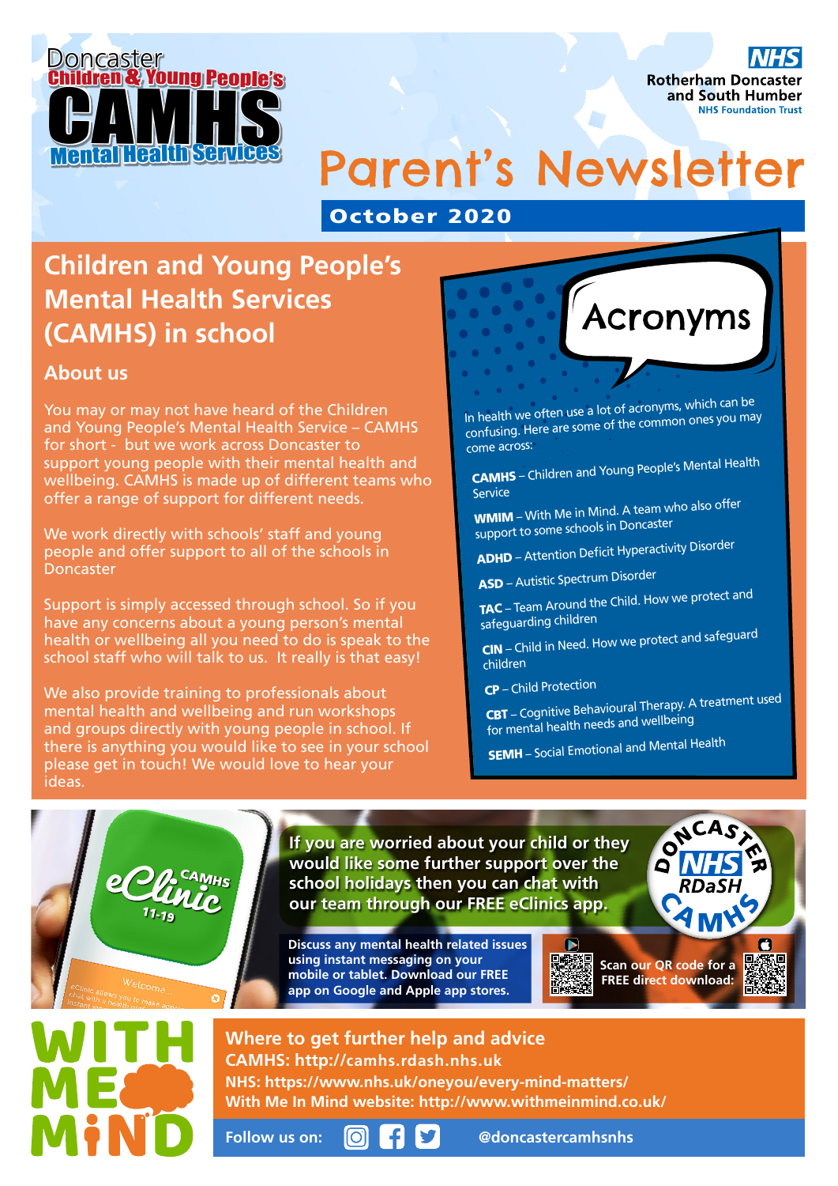Doncaster Children & Young People's CAMHS Mental Health Services

NHS Rotherham Doncaster and South Humber NHS Foundation Trust

# Parent's Newsletter

**October 2020**

## Children and Young People's Mental Health Services (CAMHS) in school

### About us

You may or may not have heard of the Children and Young People's Mental Health Service – CAMHS for short - but we work across Doncaster to support young people with their mental health and wellbeing. CAMHS is made up of different teams who offer a range of support for different needs.

We work directly with schools' staff and young people and offer support to all of the schools in Doncaster

Support is simply accessed through school. So if you have any concerns about a young person's mental health or wellbeing all you need to do is speak to the school staff who will talk to us. It really is that easy!

We also provide training to professionals about mental health and wellbeing and run workshops and groups directly with young people in school. If there is anything you would like to see in your school please get in touch! We would love to hear your ideas.

## Acronyms

In health we often use a lot of acronyms, which can be confusing. Here are some of the common ones you may come across:

**CAMHS** – Children and Young People's Mental Health Service

**WMIM** – With Me in Mind. A team who also offer support to some schools in Doncaster

**ADHD** – Attention Deficit Hyperactivity Disorder

**ASD** – Autistic Spectrum Disorder

**TAC** – Team Around the Child. How we protect and safeguarding children

**CIN** – Child in Need. How we protect and safeguard children

**CP** – Child Protection

**CBT** – Cognitive Behavioural Therapy. A treatment used for mental health needs and wellbeing

**SEMH** – Social Emotional and Mental Health

eClinic CAMHS 11-19

**If you are worried about your child or they would like some further support over the school holidays then you can chat with our team through our FREE eClinics app.**

Doncaster NHS RDaSH CAMHS

**Discuss any mental health related issues using instant messaging on your mobile or tablet. Download our FREE app on Google and Apple app stores.**

**Scan our QR code for a FREE direct download:**

WITH ME IN MIND

**Where to get further help and advice**

**CAMHS: http://camhs.rdash.nhs.uk**

**NHS: https://www.nhs.uk/oneyou/every-mind-matters/**

**With Me In Mind website: http://www.withmeinmind.co.uk/**

**Follow us on: @doncastercamhsnhs**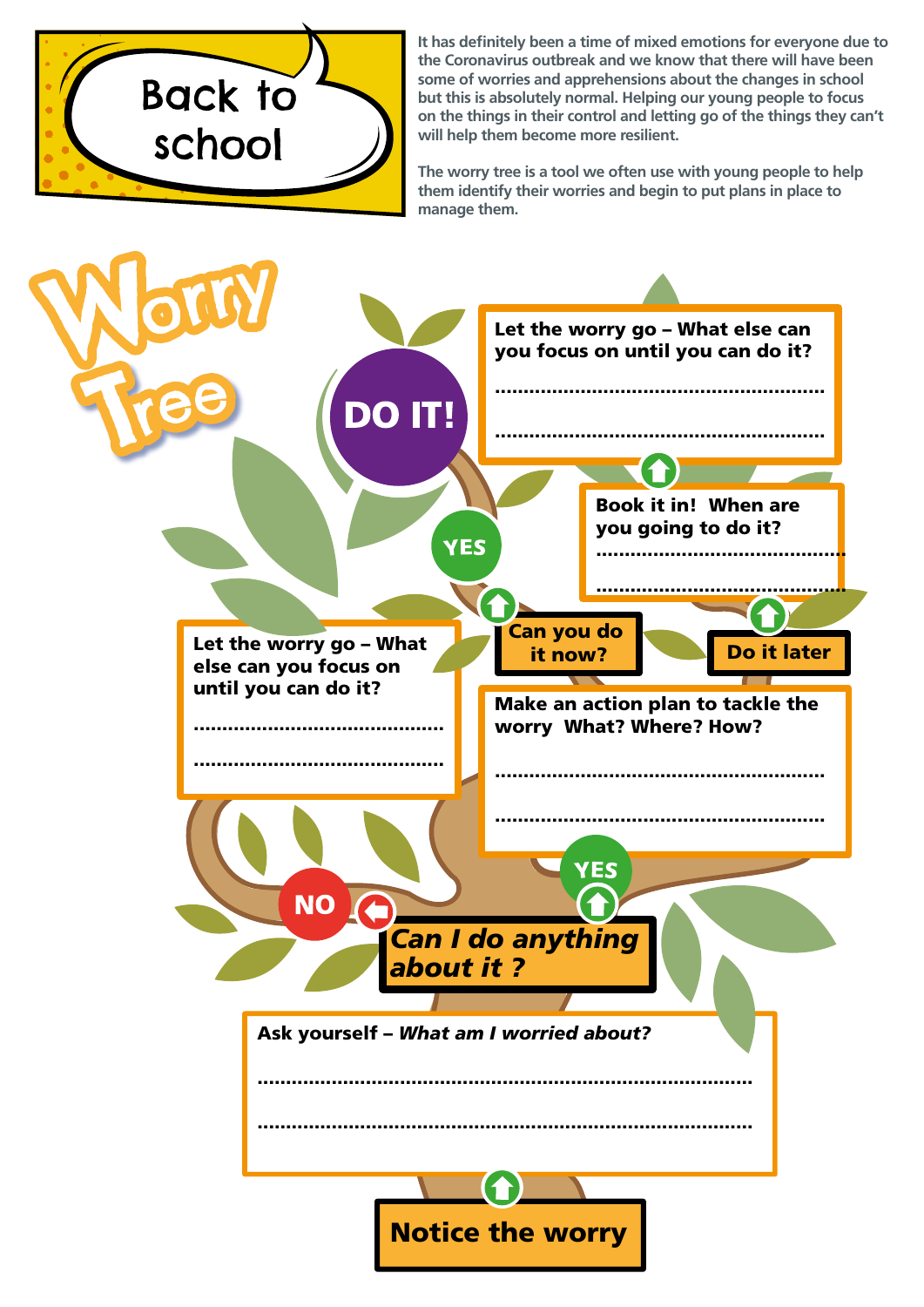# Back to school

It has definitely been a time of mixed emotions for everyone due to the Coronavirus outbreak and we know that there will have been some of worries and apprehensions about the changes in school but this is absolutely normal. Helping our young people to focus on the things in their control and letting go of the things they can't will help them become more resilient.

The worry tree is a tool we often use with young people to help them identify their worries and begin to put plans in place to manage them.

## Worry Tree

**Notice the worry**

**Ask yourself – *What am I worried about?***

.................................................................................

.................................................................................

***Can I do anything about it ?***

**NO**

**Let the worry go – What else can you focus on until you can do it?**

...........................................

...........................................

**YES**

**Make an action plan to tackle the worry What? Where? How?**

.......................................................

.......................................................

**Can you do it now?**

**YES**

**DO IT!**

**Do it later**

**Book it in! When are you going to do it?**

...........................................

...........................................

**Let the worry go – What else can you focus on until you can do it?**

.......................................................

.......................................................